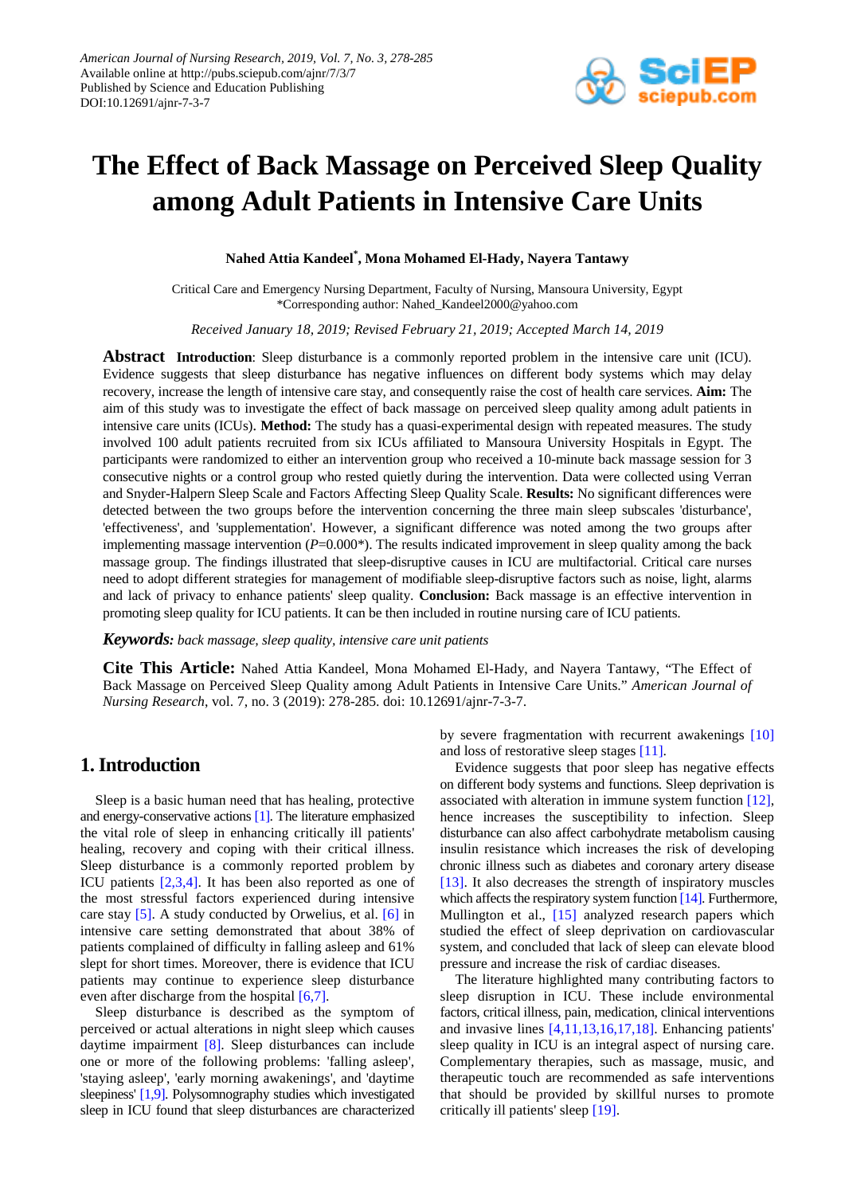# The Effect of Back Massage on Perceived Sleep Quality among Adult Patients in Intensive Care Units

**Nahed Attia Kandeel*, Mona Mohamed El-Hady, Nayera Tantawy**

Critical Care and Emergency Nursing Department, Faculty of Nursing, Mansoura University, Egypt
*Corresponding author: Nahed_Kandeel2000@yahoo.com

*Received January 18, 2019; Revised February 21, 2019; Accepted March 14, 2019*

**Abstract** **Introduction**: Sleep disturbance is a commonly reported problem in the intensive care unit (ICU). Evidence suggests that sleep disturbance has negative influences on different body systems which may delay recovery, increase the length of intensive care stay, and consequently raise the cost of health care services. **Aim:** The aim of this study was to investigate the effect of back massage on perceived sleep quality among adult patients in intensive care units (ICUs). **Method:** The study has a quasi-experimental design with repeated measures. The study involved 100 adult patients recruited from six ICUs affiliated to Mansoura University Hospitals in Egypt. The participants were randomized to either an intervention group who received a 10-minute back massage session for 3 consecutive nights or a control group who rested quietly during the intervention. Data were collected using Verran and Snyder-Halpern Sleep Scale and Factors Affecting Sleep Quality Scale. **Results:** No significant differences were detected between the two groups before the intervention concerning the three main sleep subscales 'disturbance', 'effectiveness', and 'supplementation'. However, a significant difference was noted among the two groups after implementing massage intervention (*P*=0.000*). The results indicated improvement in sleep quality among the back massage group. The findings illustrated that sleep-disruptive causes in ICU are multifactorial. Critical care nurses need to adopt different strategies for management of modifiable sleep-disruptive factors such as noise, light, alarms and lack of privacy to enhance patients' sleep quality. **Conclusion:** Back massage is an effective intervention in promoting sleep quality for ICU patients. It can be then included in routine nursing care of ICU patients.

***Keywords:*** *back massage, sleep quality, intensive care unit patients*

**Cite This Article:** Nahed Attia Kandeel, Mona Mohamed El-Hady, and Nayera Tantawy, "The Effect of Back Massage on Perceived Sleep Quality among Adult Patients in Intensive Care Units." *American Journal of Nursing Research*, vol. 7, no. 3 (2019): 278-285. doi: 10.12691/ajnr-7-3-7.

## 1. Introduction

Sleep is a basic human need that has healing, protective and energy-conservative actions [1]. The literature emphasized the vital role of sleep in enhancing critically ill patients' healing, recovery and coping with their critical illness. Sleep disturbance is a commonly reported problem by ICU patients [2,3,4]. It has been also reported as one of the most stressful factors experienced during intensive care stay [5]. A study conducted by Orwelius, et al. [6] in intensive care setting demonstrated that about 38% of patients complained of difficulty in falling asleep and 61% slept for short times. Moreover, there is evidence that ICU patients may continue to experience sleep disturbance even after discharge from the hospital [6,7].

Sleep disturbance is described as the symptom of perceived or actual alterations in night sleep which causes daytime impairment [8]. Sleep disturbances can include one or more of the following problems: 'falling asleep', 'staying asleep', 'early morning awakenings', and 'daytime sleepiness' [1,9]. Polysomnography studies which investigated sleep in ICU found that sleep disturbances are characterized by severe fragmentation with recurrent awakenings [10] and loss of restorative sleep stages [11].

Evidence suggests that poor sleep has negative effects on different body systems and functions. Sleep deprivation is associated with alteration in immune system function [12], hence increases the susceptibility to infection. Sleep disturbance can also affect carbohydrate metabolism causing insulin resistance which increases the risk of developing chronic illness such as diabetes and coronary artery disease [13]. It also decreases the strength of inspiratory muscles which affects the respiratory system function [14]. Furthermore, Mullington et al., [15] analyzed research papers which studied the effect of sleep deprivation on cardiovascular system, and concluded that lack of sleep can elevate blood pressure and increase the risk of cardiac diseases.

The literature highlighted many contributing factors to sleep disruption in ICU. These include environmental factors, critical illness, pain, medication, clinical interventions and invasive lines [4,11,13,16,17,18]. Enhancing patients' sleep quality in ICU is an integral aspect of nursing care. Complementary therapies, such as massage, music, and therapeutic touch are recommended as safe interventions that should be provided by skillful nurses to promote critically ill patients' sleep [19].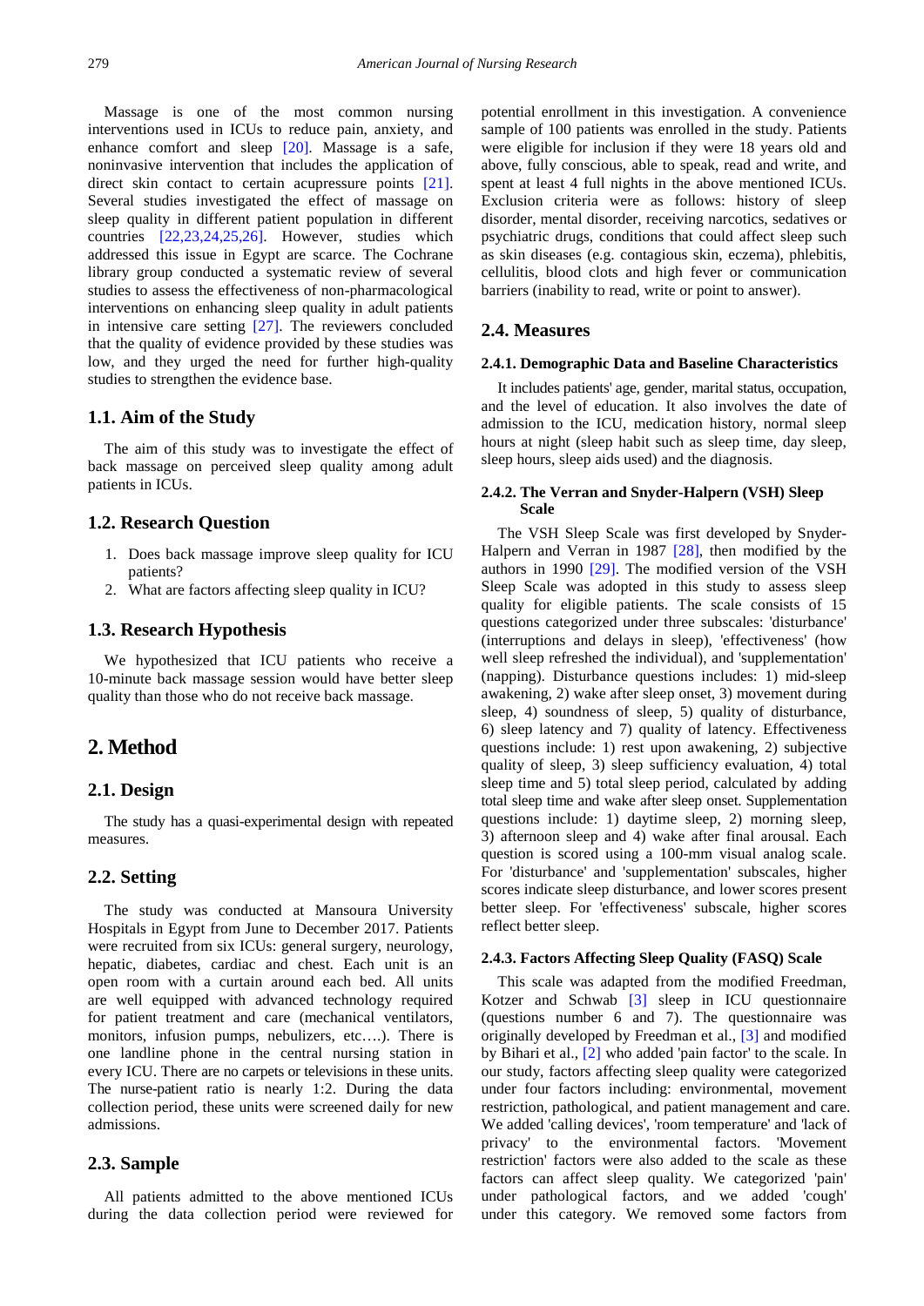Massage is one of the most common nursing interventions used in ICUs to reduce pain, anxiety, and enhance comfort and sleep [20]. Massage is a safe, noninvasive intervention that includes the application of direct skin contact to certain acupressure points [21]. Several studies investigated the effect of massage on sleep quality in different patient population in different countries [22,23,24,25,26]. However, studies which addressed this issue in Egypt are scarce. The Cochrane library group conducted a systematic review of several studies to assess the effectiveness of non-pharmacological interventions on enhancing sleep quality in adult patients in intensive care setting [27]. The reviewers concluded that the quality of evidence provided by these studies was low, and they urged the need for further high-quality studies to strengthen the evidence base.

### 1.1. Aim of the Study

The aim of this study was to investigate the effect of back massage on perceived sleep quality among adult patients in ICUs.

### 1.2. Research Question

1. Does back massage improve sleep quality for ICU patients?
2. What are factors affecting sleep quality in ICU?

### 1.3. Research Hypothesis

We hypothesized that ICU patients who receive a 10-minute back massage session would have better sleep quality than those who do not receive back massage.

## 2. Method

### 2.1. Design

The study has a quasi-experimental design with repeated measures.

### 2.2. Setting

The study was conducted at Mansoura University Hospitals in Egypt from June to December 2017. Patients were recruited from six ICUs: general surgery, neurology, hepatic, diabetes, cardiac and chest. Each unit is an open room with a curtain around each bed. All units are well equipped with advanced technology required for patient treatment and care (mechanical ventilators, monitors, infusion pumps, nebulizers, etc….). There is one landline phone in the central nursing station in every ICU. There are no carpets or televisions in these units. The nurse-patient ratio is nearly 1:2. During the data collection period, these units were screened daily for new admissions.

### 2.3. Sample

All patients admitted to the above mentioned ICUs during the data collection period were reviewed for potential enrollment in this investigation. A convenience sample of 100 patients was enrolled in the study. Patients were eligible for inclusion if they were 18 years old and above, fully conscious, able to speak, read and write, and spent at least 4 full nights in the above mentioned ICUs. Exclusion criteria were as follows: history of sleep disorder, mental disorder, receiving narcotics, sedatives or psychiatric drugs, conditions that could affect sleep such as skin diseases (e.g. contagious skin, eczema), phlebitis, cellulitis, blood clots and high fever or communication barriers (inability to read, write or point to answer).

### 2.4. Measures

#### 2.4.1. Demographic Data and Baseline Characteristics

It includes patients' age, gender, marital status, occupation, and the level of education. It also involves the date of admission to the ICU, medication history, normal sleep hours at night (sleep habit such as sleep time, day sleep, sleep hours, sleep aids used) and the diagnosis.

#### 2.4.2. The Verran and Snyder-Halpern (VSH) Sleep Scale

The VSH Sleep Scale was first developed by Snyder-Halpern and Verran in 1987 [28], then modified by the authors in 1990 [29]. The modified version of the VSH Sleep Scale was adopted in this study to assess sleep quality for eligible patients. The scale consists of 15 questions categorized under three subscales: 'disturbance' (interruptions and delays in sleep), 'effectiveness' (how well sleep refreshed the individual), and 'supplementation' (napping). Disturbance questions includes: 1) mid-sleep awakening, 2) wake after sleep onset, 3) movement during sleep, 4) soundness of sleep, 5) quality of disturbance, 6) sleep latency and 7) quality of latency. Effectiveness questions include: 1) rest upon awakening, 2) subjective quality of sleep, 3) sleep sufficiency evaluation, 4) total sleep time and 5) total sleep period, calculated by adding total sleep time and wake after sleep onset. Supplementation questions include: 1) daytime sleep, 2) morning sleep, 3) afternoon sleep and 4) wake after final arousal. Each question is scored using a 100-mm visual analog scale. For 'disturbance' and 'supplementation' subscales, higher scores indicate sleep disturbance, and lower scores present better sleep. For 'effectiveness' subscale, higher scores reflect better sleep.

#### 2.4.3. Factors Affecting Sleep Quality (FASQ) Scale

This scale was adapted from the modified Freedman, Kotzer and Schwab [3] sleep in ICU questionnaire (questions number 6 and 7). The questionnaire was originally developed by Freedman et al., [3] and modified by Bihari et al., [2] who added 'pain factor' to the scale. In our study, factors affecting sleep quality were categorized under four factors including: environmental, movement restriction, pathological, and patient management and care. We added 'calling devices', 'room temperature' and 'lack of privacy' to the environmental factors. 'Movement restriction' factors were also added to the scale as these factors can affect sleep quality. We categorized 'pain' under pathological factors, and we added 'cough' under this category. We removed some factors from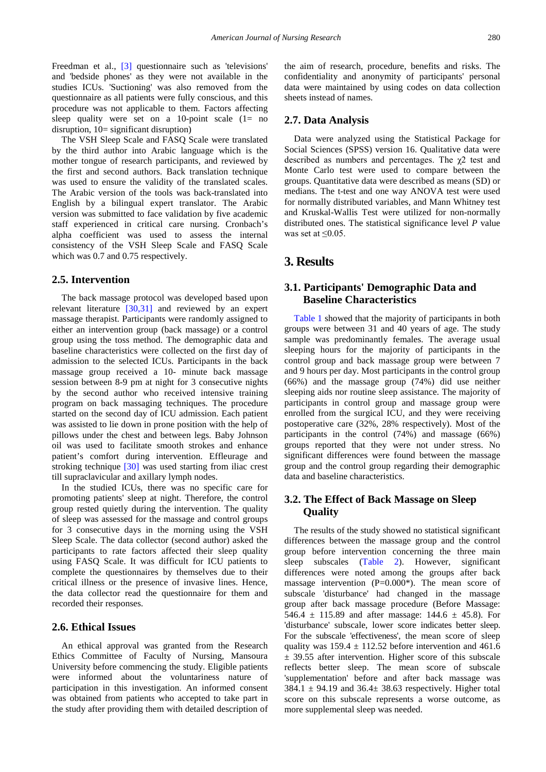Freedman et al., [3] questionnaire such as 'televisions' and 'bedside phones' as they were not available in the studies ICUs. 'Suctioning' was also removed from the questionnaire as all patients were fully conscious, and this procedure was not applicable to them. Factors affecting sleep quality were set on a 10-point scale (1= no disruption, 10= significant disruption)

The VSH Sleep Scale and FASQ Scale were translated by the third author into Arabic language which is the mother tongue of research participants, and reviewed by the first and second authors. Back translation technique was used to ensure the validity of the translated scales. The Arabic version of the tools was back-translated into English by a bilingual expert translator. The Arabic version was submitted to face validation by five academic staff experienced in critical care nursing. Cronbach's alpha coefficient was used to assess the internal consistency of the VSH Sleep Scale and FASQ Scale which was 0.7 and 0.75 respectively.

### 2.5. Intervention

The back massage protocol was developed based upon relevant literature [30,31] and reviewed by an expert massage therapist. Participants were randomly assigned to either an intervention group (back massage) or a control group using the toss method. The demographic data and baseline characteristics were collected on the first day of admission to the selected ICUs. Participants in the back massage group received a 10- minute back massage session between 8-9 pm at night for 3 consecutive nights by the second author who received intensive training program on back massaging techniques. The procedure started on the second day of ICU admission. Each patient was assisted to lie down in prone position with the help of pillows under the chest and between legs. Baby Johnson oil was used to facilitate smooth strokes and enhance patient's comfort during intervention. Effleurage and stroking technique [30] was used starting from iliac crest till supraclavicular and axillary lymph nodes.

In the studied ICUs, there was no specific care for promoting patients' sleep at night. Therefore, the control group rested quietly during the intervention. The quality of sleep was assessed for the massage and control groups for 3 consecutive days in the morning using the VSH Sleep Scale. The data collector (second author) asked the participants to rate factors affected their sleep quality using FASQ Scale. It was difficult for ICU patients to complete the questionnaires by themselves due to their critical illness or the presence of invasive lines. Hence, the data collector read the questionnaire for them and recorded their responses.

### 2.6. Ethical Issues

An ethical approval was granted from the Research Ethics Committee of Faculty of Nursing, Mansoura University before commencing the study. Eligible patients were informed about the voluntariness nature of participation in this investigation. An informed consent was obtained from patients who accepted to take part in the study after providing them with detailed description of the aim of research, procedure, benefits and risks. The confidentiality and anonymity of participants' personal data were maintained by using codes on data collection sheets instead of names.

### 2.7. Data Analysis

Data were analyzed using the Statistical Package for Social Sciences (SPSS) version 16. Qualitative data were described as numbers and percentages. The $\chi 2$ test and Monte Carlo test were used to compare between the groups. Quantitative data were described as means (SD) or medians. The t-test and one way ANOVA test were used for normally distributed variables, and Mann Whitney test and Kruskal-Wallis Test were utilized for non-normally distributed ones. The statistical significance level *P* value was set at $\leq 0.05$.

## 3. Results

### 3.1. Participants' Demographic Data and Baseline Characteristics

Table 1 showed that the majority of participants in both groups were between 31 and 40 years of age. The study sample was predominantly females. The average usual sleeping hours for the majority of participants in the control group and back massage group were between 7 and 9 hours per day. Most participants in the control group (66%) and the massage group (74%) did use neither sleeping aids nor routine sleep assistance. The majority of participants in control group and massage group were enrolled from the surgical ICU, and they were receiving postoperative care (32%, 28% respectively). Most of the participants in the control (74%) and massage (66%) groups reported that they were not under stress. No significant differences were found between the massage group and the control group regarding their demographic data and baseline characteristics.

### 3.2. The Effect of Back Massage on Sleep Quality

The results of the study showed no statistical significant differences between the massage group and the control group before intervention concerning the three main sleep subscales (Table 2). However, significant differences were noted among the groups after back massage intervention (P=0.000*). The mean score of subscale 'disturbance' had changed in the massage group after back massage procedure (Before Massage: 546.4 ± 115.89 and after massage: 144.6 ± 45.8). For 'disturbance' subscale, lower score indicates better sleep. For the subscale 'effectiveness', the mean score of sleep quality was 159.4 ± 112.52 before intervention and 461.6 ± 39.55 after intervention. Higher score of this subscale reflects better sleep. The mean score of subscale 'supplementation' before and after back massage was 384.1 ± 94.19 and 36.4± 38.63 respectively. Higher total score on this subscale represents a worse outcome, as more supplemental sleep was needed.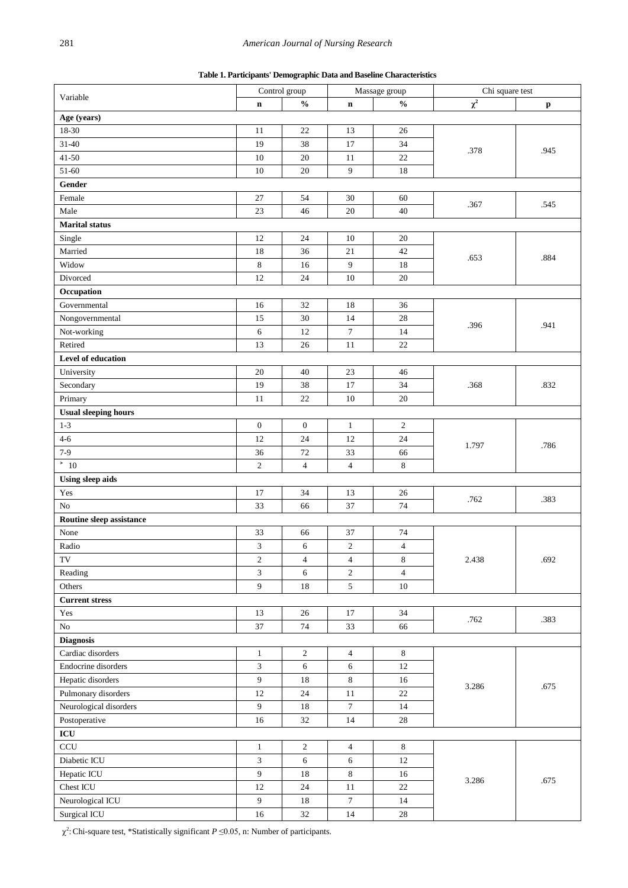**Table 1. Participants' Demographic Data and Baseline Characteristics**

| Variable | Control group | | Massage group | | Chi square test | |
|---|---|---|---|---|---|---|
| | n | % | n | % | $\chi^2$ | p |
| **Age (years)** | | | | | | |
| 18-30 | 11 | 22 | 13 | 26 | .378 | .945 |
| 31-40 | 19 | 38 | 17 | 34 | | |
| 41-50 | 10 | 20 | 11 | 22 | | |
| 51-60 | 10 | 20 | 9 | 18 | | |
| **Gender** | | | | | | |
| Female | 27 | 54 | 30 | 60 | .367 | .545 |
| Male | 23 | 46 | 20 | 40 | | |
| **Marital status** | | | | | | |
| Single | 12 | 24 | 10 | 20 | .653 | .884 |
| Married | 18 | 36 | 21 | 42 | | |
| Widow | 8 | 16 | 9 | 18 | | |
| Divorced | 12 | 24 | 10 | 20 | | |
| **Occupation** | | | | | | |
| Governmental | 16 | 32 | 18 | 36 | .396 | .941 |
| Nongovernmental | 15 | 30 | 14 | 28 | | |
| Not-working | 6 | 12 | 7 | 14 | | |
| Retired | 13 | 26 | 11 | 22 | | |
| **Level of education** | | | | | | |
| University | 20 | 40 | 23 | 46 | .368 | .832 |
| Secondary | 19 | 38 | 17 | 34 | | |
| Primary | 11 | 22 | 10 | 20 | | |
| **Usual sleeping hours** | | | | | | |
| 1-3 | 0 | 0 | 1 | 2 | 1.797 | .786 |
| 4-6 | 12 | 24 | 12 | 24 | | |
| 7-9 | 36 | 72 | 33 | 66 | | |
| ˃ 10 | 2 | 4 | 4 | 8 | | |
| **Using sleep aids** | | | | | | |
| Yes | 17 | 34 | 13 | 26 | .762 | .383 |
| No | 33 | 66 | 37 | 74 | | |
| **Routine sleep assistance** | | | | | | |
| None | 33 | 66 | 37 | 74 | 2.438 | .692 |
| Radio | 3 | 6 | 2 | 4 | | |
| TV | 2 | 4 | 4 | 8 | | |
| Reading | 3 | 6 | 2 | 4 | | |
| Others | 9 | 18 | 5 | 10 | | |
| **Current stress** | | | | | | |
| Yes | 13 | 26 | 17 | 34 | .762 | .383 |
| No | 37 | 74 | 33 | 66 | | |
| **Diagnosis** | | | | | | |
| Cardiac disorders | 1 | 2 | 4 | 8 | 3.286 | .675 |
| Endocrine disorders | 3 | 6 | 6 | 12 | | |
| Hepatic disorders | 9 | 18 | 8 | 16 | | |
| Pulmonary disorders | 12 | 24 | 11 | 22 | | |
| Neurological disorders | 9 | 18 | 7 | 14 | | |
| Postoperative | 16 | 32 | 14 | 28 | | |
| **ICU** | | | | | | |
| CCU | 1 | 2 | 4 | 8 | 3.286 | .675 |
| Diabetic ICU | 3 | 6 | 6 | 12 | | |
| Hepatic ICU | 9 | 18 | 8 | 16 | | |
| Chest ICU | 12 | 24 | 11 | 22 | | |
| Neurological ICU | 9 | 18 | 7 | 14 | | |
| Surgical ICU | 16 | 32 | 14 | 28 | | |

$\chi^2$: Chi-square test, *Statistically significant $P \leq 0.05$, n: Number of participants.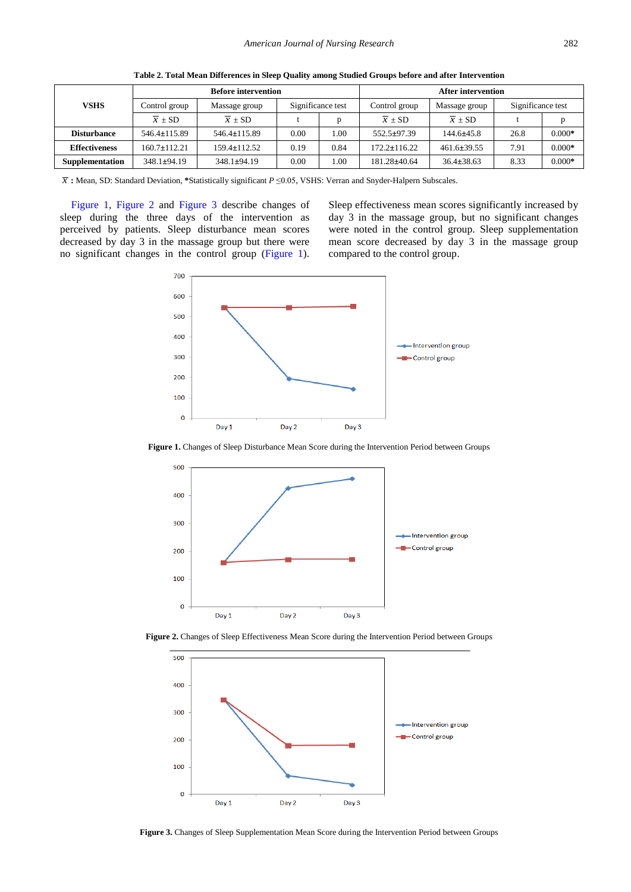**Table 2. Total Mean Differences in Sleep Quality among Studied Groups before and after Intervention**

| VSHS | Before intervention | | | | After intervention | | | |
|---|---|---|---|---|---|---|---|---|
| | Control group | Massage group | Significance test | | Control group | Massage group | Significance test | |
| | $\bar{X}$ ± SD | $\bar{X}$ ± SD | t | p | $\bar{X}$ ± SD | $\bar{X}$ ± SD | t | p |
| **Disturbance** | 546.4±115.89 | 546.4±115.89 | 0.00 | 1.00 | 552.5±97.39 | 144.6±45.8 | 26.8 | 0.000* |
| **Effectiveness** | 160.7±112.21 | 159.4±112.52 | 0.19 | 0.84 | 172.2±116.22 | 461.6±39.55 | 7.91 | 0.000* |
| **Supplementation** | 348.1±94.19 | 348.1±94.19 | 0.00 | 1.00 | 181.28±40.64 | 36.4±38.63 | 8.33 | 0.000* |

$\bar{X}$ **:** Mean, SD: Standard Deviation, **\***Statistically significant $P \leq 0.05$, VSHS: Verran and Snyder-Halpern Subscales.

Figure 1, Figure 2 and Figure 3 describe changes of sleep during the three days of the intervention as perceived by patients. Sleep disturbance mean scores decreased by day 3 in the massage group but there were no significant changes in the control group (Figure 1). Sleep effectiveness mean scores significantly increased by day 3 in the massage group, but no significant changes were noted in the control group. Sleep supplementation mean score decreased by day 3 in the massage group compared to the control group.

**Figure 1.** Changes of Sleep Disturbance Mean Score during the Intervention Period between Groups

**Figure 2.** Changes of Sleep Effectiveness Mean Score during the Intervention Period between Groups

**Figure 3.** Changes of Sleep Supplementation Mean Score during the Intervention Period between Groups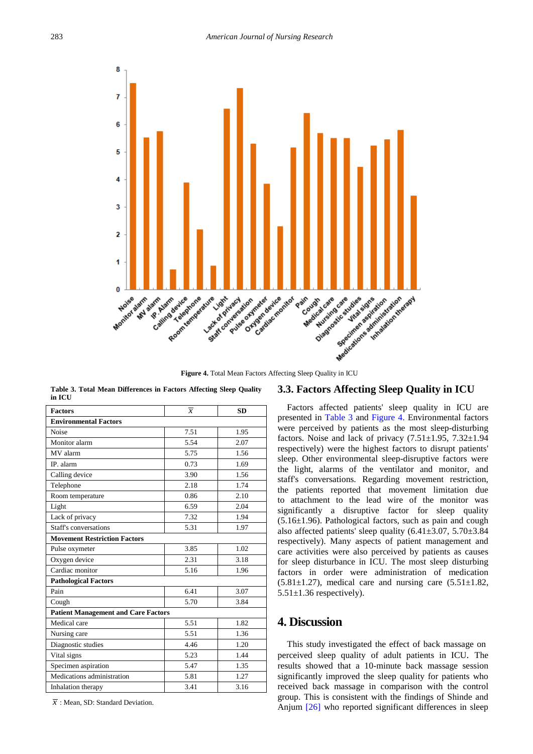Figure 4. Total Mean Factors Affecting Sleep Quality in ICU

**Table 3. Total Mean Differences in Factors Affecting Sleep Quality in ICU**

| Factors | $\bar{x}$ | SD |
|---|---|---|
| **Environmental Factors** | | |
| Noise | 7.51 | 1.95 |
| Monitor alarm | 5.54 | 2.07 |
| MV alarm | 5.75 | 1.56 |
| IP. alarm | 0.73 | 1.69 |
| Calling device | 3.90 | 1.56 |
| Telephone | 2.18 | 1.74 |
| Room temperature | 0.86 | 2.10 |
| Light | 6.59 | 2.04 |
| Lack of privacy | 7.32 | 1.94 |
| Staff's conversations | 5.31 | 1.97 |
| **Movement Restriction Factors** | | |
| Pulse oxymeter | 3.85 | 1.02 |
| Oxygen device | 2.31 | 3.18 |
| Cardiac monitor | 5.16 | 1.96 |
| **Pathological Factors** | | |
| Pain | 6.41 | 3.07 |
| Cough | 5.70 | 3.84 |
| **Patient Management and Care Factors** | | |
| Medical care | 5.51 | 1.82 |
| Nursing care | 5.51 | 1.36 |
| Diagnostic studies | 4.46 | 1.20 |
| Vital signs | 5.23 | 1.44 |
| Specimen aspiration | 5.47 | 1.35 |
| Medications administration | 5.81 | 1.27 |
| Inhalation therapy | 3.41 | 3.16 |

$\bar{x}$ : Mean, SD: Standard Deviation.

## 3.3. Factors Affecting Sleep Quality in ICU

Factors affected patients' sleep quality in ICU are presented in Table 3 and Figure 4. Environmental factors were perceived by patients as the most sleep-disturbing factors. Noise and lack of privacy (7.51±1.95, 7.32±1.94 respectively) were the highest factors to disrupt patients' sleep. Other environmental sleep-disruptive factors were the light, alarms of the ventilator and monitor, and staff's conversations. Regarding movement restriction, the patients reported that movement limitation due to attachment to the lead wire of the monitor was significantly a disruptive factor for sleep quality (5.16±1.96). Pathological factors, such as pain and cough also affected patients' sleep quality (6.41±3.07, 5.70±3.84 respectively). Many aspects of patient management and care activities were also perceived by patients as causes for sleep disturbance in ICU. The most sleep disturbing factors in order were administration of medication (5.81±1.27), medical care and nursing care (5.51±1.82, 5.51±1.36 respectively).

# 4. Discussion

This study investigated the effect of back massage on perceived sleep quality of adult patients in ICU. The results showed that a 10-minute back massage session significantly improved the sleep quality for patients who received back massage in comparison with the control group. This is consistent with the findings of Shinde and Anjum [26] who reported significant differences in sleep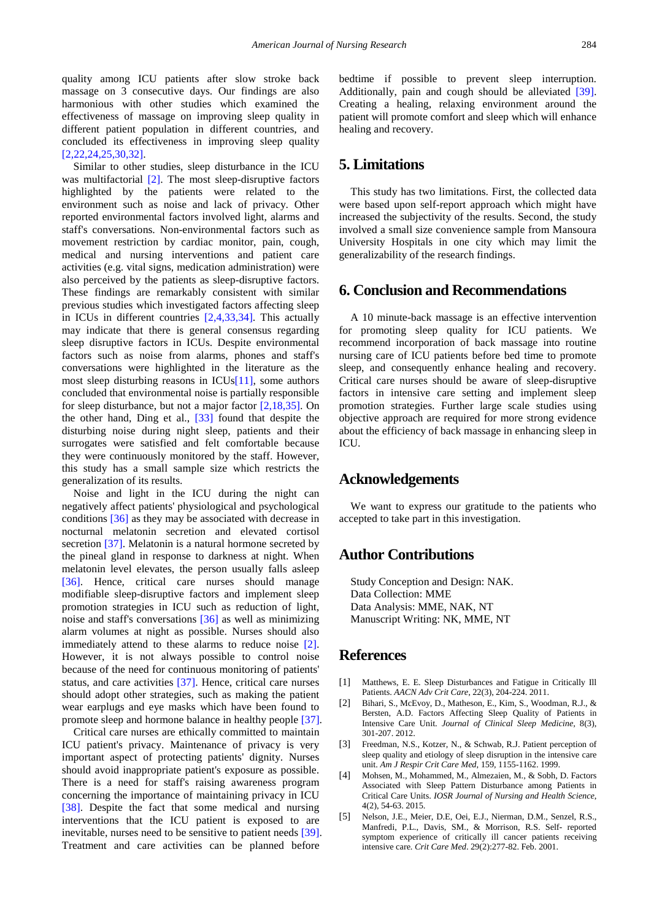quality among ICU patients after slow stroke back massage on 3 consecutive days. Our findings are also harmonious with other studies which examined the effectiveness of massage on improving sleep quality in different patient population in different countries, and concluded its effectiveness in improving sleep quality [2,22,24,25,30,32].

Similar to other studies, sleep disturbance in the ICU was multifactorial [2]. The most sleep-disruptive factors highlighted by the patients were related to the environment such as noise and lack of privacy. Other reported environmental factors involved light, alarms and staff's conversations. Non-environmental factors such as movement restriction by cardiac monitor, pain, cough, medical and nursing interventions and patient care activities (e.g. vital signs, medication administration) were also perceived by the patients as sleep-disruptive factors. These findings are remarkably consistent with similar previous studies which investigated factors affecting sleep in ICUs in different countries [2,4,33,34]. This actually may indicate that there is general consensus regarding sleep disruptive factors in ICUs. Despite environmental factors such as noise from alarms, phones and staff's conversations were highlighted in the literature as the most sleep disturbing reasons in ICUs[11], some authors concluded that environmental noise is partially responsible for sleep disturbance, but not a major factor [2,18,35]. On the other hand, Ding et al., [33] found that despite the disturbing noise during night sleep, patients and their surrogates were satisfied and felt comfortable because they were continuously monitored by the staff. However, this study has a small sample size which restricts the generalization of its results.

Noise and light in the ICU during the night can negatively affect patients' physiological and psychological conditions [36] as they may be associated with decrease in nocturnal melatonin secretion and elevated cortisol secretion [37]. Melatonin is a natural hormone secreted by the pineal gland in response to darkness at night. When melatonin level elevates, the person usually falls asleep [36]. Hence, critical care nurses should manage modifiable sleep-disruptive factors and implement sleep promotion strategies in ICU such as reduction of light, noise and staff's conversations [36] as well as minimizing alarm volumes at night as possible. Nurses should also immediately attend to these alarms to reduce noise [2]. However, it is not always possible to control noise because of the need for continuous monitoring of patients' status, and care activities [37]. Hence, critical care nurses should adopt other strategies, such as making the patient wear earplugs and eye masks which have been found to promote sleep and hormone balance in healthy people [37].

Critical care nurses are ethically committed to maintain ICU patient's privacy. Maintenance of privacy is very important aspect of protecting patients' dignity. Nurses should avoid inappropriate patient's exposure as possible. There is a need for staff's raising awareness program concerning the importance of maintaining privacy in ICU [38]. Despite the fact that some medical and nursing interventions that the ICU patient is exposed to are inevitable, nurses need to be sensitive to patient needs [39]. Treatment and care activities can be planned before bedtime if possible to prevent sleep interruption. Additionally, pain and cough should be alleviated [39]. Creating a healing, relaxing environment around the patient will promote comfort and sleep which will enhance healing and recovery.

## 5. Limitations

This study has two limitations. First, the collected data were based upon self-report approach which might have increased the subjectivity of the results. Second, the study involved a small size convenience sample from Mansoura University Hospitals in one city which may limit the generalizability of the research findings.

## 6. Conclusion and Recommendations

A 10 minute-back massage is an effective intervention for promoting sleep quality for ICU patients. We recommend incorporation of back massage into routine nursing care of ICU patients before bed time to promote sleep, and consequently enhance healing and recovery. Critical care nurses should be aware of sleep-disruptive factors in intensive care setting and implement sleep promotion strategies. Further large scale studies using objective approach are required for more strong evidence about the efficiency of back massage in enhancing sleep in ICU.

## Acknowledgements

We want to express our gratitude to the patients who accepted to take part in this investigation.

## Author Contributions

Study Conception and Design: NAK.
Data Collection: MME
Data Analysis: MME, NAK, NT
Manuscript Writing: NK, MME, NT

## References

[1] Matthews, E. E. Sleep Disturbances and Fatigue in Critically Ill Patients. *AACN Adv Crit Care*, 22(3), 204-224. 2011.

[2] Bihari, S., McEvoy, D., Matheson, E., Kim, S., Woodman, R.J., & Bersten, A.D. Factors Affecting Sleep Quality of Patients in Intensive Care Unit. *Journal of Clinical Sleep Medicine*, 8(3), 301-207. 2012.

[3] Freedman, N.S., Kotzer, N., & Schwab, R.J. Patient perception of sleep quality and etiology of sleep disruption in the intensive care unit. *Am J Respir Crit Care Med*, 159, 1155-1162. 1999.

[4] Mohsen, M., Mohammed, M., Almezaien, M., & Sobh, D. Factors Associated with Sleep Pattern Disturbance among Patients in Critical Care Units. *IOSR Journal of Nursing and Health Science*, 4(2), 54-63. 2015.

[5] Nelson, J.E., Meier, D.E, Oei, E.J., Nierman, D.M., Senzel, R.S., Manfredi, P.L., Davis, SM., & Morrison, R.S. Self- reported symptom experience of critically ill cancer patients receiving intensive care. *Crit Care Med*. 29(2):277-82. Feb. 2001.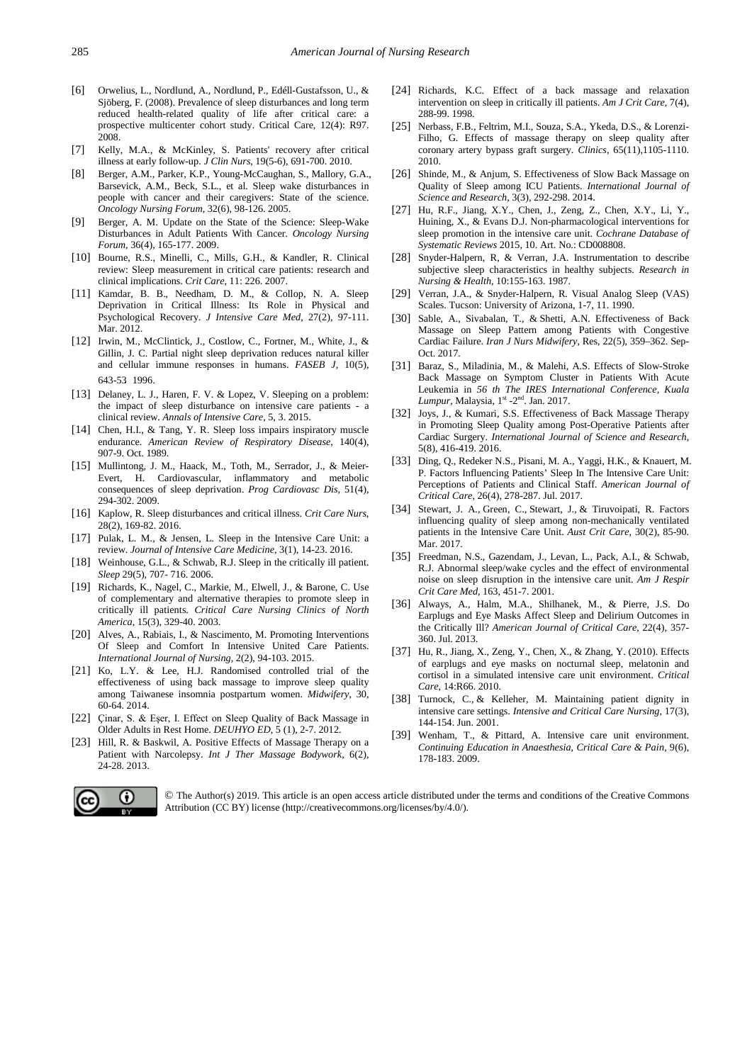[6] Orwelius, L., Nordlund, A., Nordlund, P., Edéll-Gustafsson, U., & Sjöberg, F. (2008). Prevalence of sleep disturbances and long term reduced health-related quality of life after critical care: a prospective multicenter cohort study. Critical Care, 12(4): R97. 2008.

[7] Kelly, M.A., & McKinley, S. Patients' recovery after critical illness at early follow-up. *J Clin Nurs*, 19(5-6), 691-700. 2010.

[8] Berger, A.M., Parker, K.P., Young-McCaughan, S., Mallory, G.A., Barsevick, A.M., Beck, S.L., et al. Sleep wake disturbances in people with cancer and their caregivers: State of the science. *Oncology Nursing Forum*, 32(6), 98-126. 2005.

[9] Berger, A. M. Update on the State of the Science: Sleep-Wake Disturbances in Adult Patients With Cancer. *Oncology Nursing Forum*, 36(4), 165-177. 2009.

[10] Bourne, R.S., Minelli, C., Mills, G.H., & Kandler, R. Clinical review: Sleep measurement in critical care patients: research and clinical implications. *Crit Care*, 11: 226. 2007.

[11] Kamdar, B. B., Needham, D. M., & Collop, N. A. Sleep Deprivation in Critical Illness: Its Role in Physical and Psychological Recovery. *J Intensive Care Med*, 27(2), 97-111. Mar. 2012.

[12] Irwin, M., McClintick, J., Costlow, C., Fortner, M., White, J., & Gillin, J. C. Partial night sleep deprivation reduces natural killer and cellular immune responses in humans. *FASEB J*, 10(5), 643-53 1996.

[13] Delaney, L. J., Haren, F. V. & Lopez, V. Sleeping on a problem: the impact of sleep disturbance on intensive care patients - a clinical review. *Annals of Intensive Care*, 5, 3. 2015.

[14] Chen, H.I., & Tang, Y. R. Sleep loss impairs inspiratory muscle endurance. *American Review of Respiratory Disease*, 140(4), 907-9. Oct. 1989.

[15] Mullintong, J. M., Haack, M., Toth, M., Serrador, J., & Meier-Evert, H. Cardiovascular, inflammatory and metabolic consequences of sleep deprivation. *Prog Cardiovasc Dis*, 51(4), 294-302. 2009.

[16] Kaplow, R. Sleep disturbances and critical illness. *Crit Care Nurs*, 28(2), 169-82. 2016.

[17] Pulak, L. M., & Jensen, L. Sleep in the Intensive Care Unit: a review. *Journal of Intensive Care Medicine*, 3(1), 14-23. 2016.

[18] Weinhouse, G.L., & Schwab, R.J. Sleep in the critically ill patient. *Sleep* 29(5), 707- 716. 2006.

[19] Richards, K., Nagel, C., Markie, M., Elwell, J., & Barone, C. Use of complementary and alternative therapies to promote sleep in critically ill patients. *Critical Care Nursing Clinics of North America*, 15(3), 329-40. 2003.

[20] Alves, A., Rabiais, I., & Nascimento, M. Promoting Interventions Of Sleep and Comfort In Intensive United Care Patients. *International Journal of Nursing*, 2(2), 94-103. 2015.

[21] Ko, L.Y. & Lee, H.J. Randomised controlled trial of the effectiveness of using back massage to improve sleep quality among Taiwanese insomnia postpartum women. *Midwifery*, 30, 60-64. 2014.

[22] Çinar, S. & Eşer, I. Effect on Sleep Quality of Back Massage in Older Adults in Rest Home. *DEUHYO ED*, 5 (1), 2-7. 2012.

[23] Hill, R. & Baskwil, A. Positive Effects of Massage Therapy on a Patient with Narcolepsy. *Int J Ther Massage Bodywork*, 6(2), 24-28. 2013.

[24] Richards, K.C. Effect of a back massage and relaxation intervention on sleep in critically ill patients. *Am J Crit Care*, 7(4), 288-99. 1998.

[25] Nerbass, F.B., Feltrim, M.I., Souza, S.A., Ykeda, D.S., & Lorenzi-Filho, G. Effects of massage therapy on sleep quality after coronary artery bypass graft surgery. *Clinics*, 65(11),1105-1110. 2010.

[26] Shinde, M., & Anjum, S. Effectiveness of Slow Back Massage on Quality of Sleep among ICU Patients. *International Journal of Science and Research*, 3(3), 292-298. 2014.

[27] Hu, R.F., Jiang, X.Y., Chen, J., Zeng, Z., Chen, X.Y., Li, Y., Huining, X., & Evans D.J. Non-pharmacological interventions for sleep promotion in the intensive care unit. *Cochrane Database of Systematic Reviews* 2015, 10. Art. No.: CD008808.

[28] Snyder-Halpern, R, & Verran, J.A. Instrumentation to describe subjective sleep characteristics in healthy subjects. *Research in Nursing & Health*, 10:155-163. 1987.

[29] Verran, J.A., & Snyder-Halpern, R. Visual Analog Sleep (VAS) Scales. Tucson: University of Arizona, 1-7, 11. 1990.

[30] Sable, A., Sivabalan, T., & Shetti, A.N. Effectiveness of Back Massage on Sleep Pattern among Patients with Congestive Cardiac Failure. *Iran J Nurs Midwifery*, Res, 22(5), 359–362. Sep-Oct. 2017.

[31] Baraz, S., Miladinia, M., & Malehi, A.S. Effects of Slow-Stroke Back Massage on Symptom Cluster in Patients With Acute Leukemia in *56 th The IRES International Conference, Kuala Lumpur*, Malaysia, 1st -2nd. Jan. 2017.

[32] Joys, J., & Kumari, S.S. Effectiveness of Back Massage Therapy in Promoting Sleep Quality among Post-Operative Patients after Cardiac Surgery. *International Journal of Science and Research*, 5(8), 416-419. 2016.

[33] Ding, Q., Redeker N.S., Pisani, M. A., Yaggi, H.K., & Knauert, M. P. Factors Influencing Patients' Sleep In The Intensive Care Unit: Perceptions of Patients and Clinical Staff. *American Journal of Critical Care*, 26(4), 278-287. Jul. 2017.

[34] Stewart, J. A., Green, C., Stewart, J., & Tiruvoipati, R. Factors influencing quality of sleep among non-mechanically ventilated patients in the Intensive Care Unit. *Aust Crit Care*, 30(2), 85-90. Mar. 2017.

[35] Freedman, N.S., Gazendam, J., Levan, L., Pack, A.I., & Schwab, R.J. Abnormal sleep/wake cycles and the effect of environmental noise on sleep disruption in the intensive care unit. *Am J Respir Crit Care Med*, 163, 451-7. 2001.

[36] Always, A., Halm, M.A., Shilhanek, M., & Pierre, J.S. Do Earplugs and Eye Masks Affect Sleep and Delirium Outcomes in the Critically Ill? *American Journal of Critical Care*, 22(4), 357-360. Jul. 2013.

[37] Hu, R., Jiang, X., Zeng, Y., Chen, X., & Zhang, Y. (2010). Effects of earplugs and eye masks on nocturnal sleep, melatonin and cortisol in a simulated intensive care unit environment. *Critical Care*, 14:R66. 2010.

[38] Turnock, C., & Kelleher, M. Maintaining patient dignity in intensive care settings. *Intensive and Critical Care Nursing*, 17(3), 144-154. Jun. 2001.

[39] Wenham, T., & Pittard, A. Intensive care unit environment. *Continuing Education in Anaesthesia, Critical Care & Pain*, 9(6), 178-183. 2009.

© The Author(s) 2019. This article is an open access article distributed under the terms and conditions of the Creative Commons Attribution (CC BY) license (http://creativecommons.org/licenses/by/4.0/).